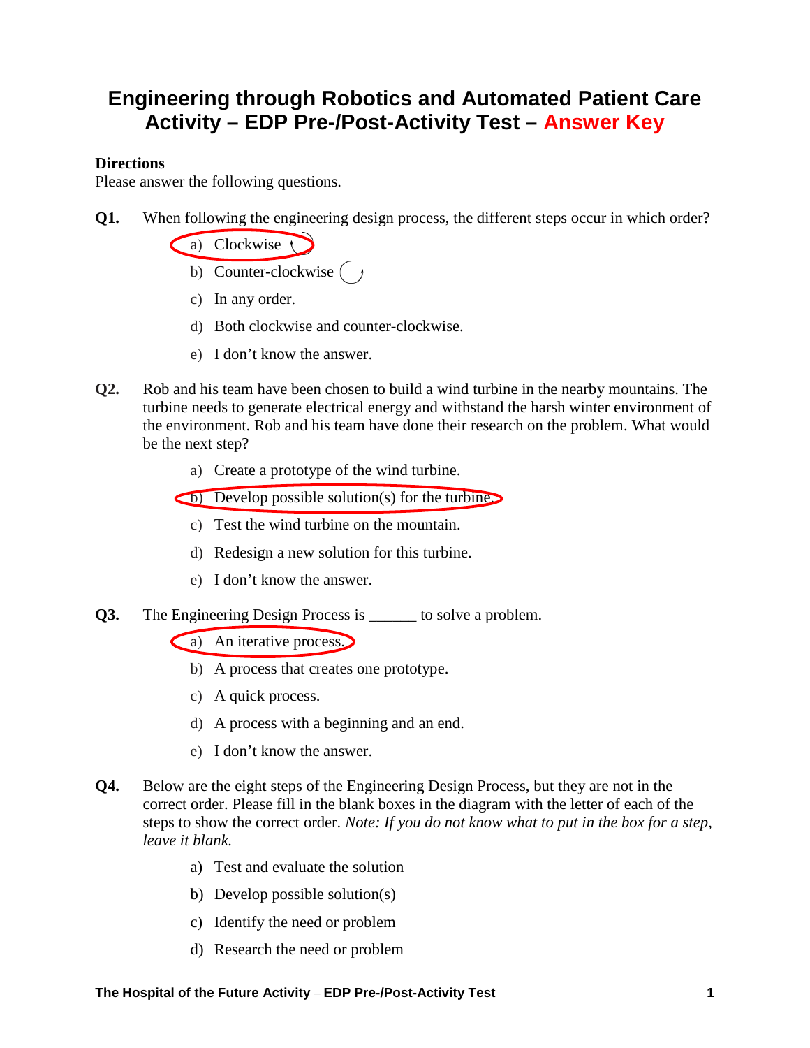# Engineering through Robotics and Automated Patient Care Activity – EDP Pre-/Post-Activity Test – Answer Key

**Directions**

Please answer the following questions.

**Q1.** When following the engineering design process, the different steps occur in which order?

- a) Clockwise ↻ **(circled)**
- b) Counter-clockwise ↺
- c) In any order.
- d) Both clockwise and counter-clockwise.
- e) I don't know the answer.

**Q2.** Rob and his team have been chosen to build a wind turbine in the nearby mountains. The turbine needs to generate electrical energy and withstand the harsh winter environment of the environment. Rob and his team have done their research on the problem. What would be the next step?

- a) Create a prototype of the wind turbine.
- b) Develop possible solution(s) for the turbine. **(circled)**
- c) Test the wind turbine on the mountain.
- d) Redesign a new solution for this turbine.
- e) I don't know the answer.

**Q3.** The Engineering Design Process is ______ to solve a problem.

- a) An iterative process. **(circled)**
- b) A process that creates one prototype.
- c) A quick process.
- d) A process with a beginning and an end.
- e) I don't know the answer.

**Q4.** Below are the eight steps of the Engineering Design Process, but they are not in the correct order. Please fill in the blank boxes in the diagram with the letter of each of the steps to show the correct order. *Note: If you do not know what to put in the box for a step, leave it blank.*

- a) Test and evaluate the solution
- b) Develop possible solution(s)
- c) Identify the need or problem
- d) Research the need or problem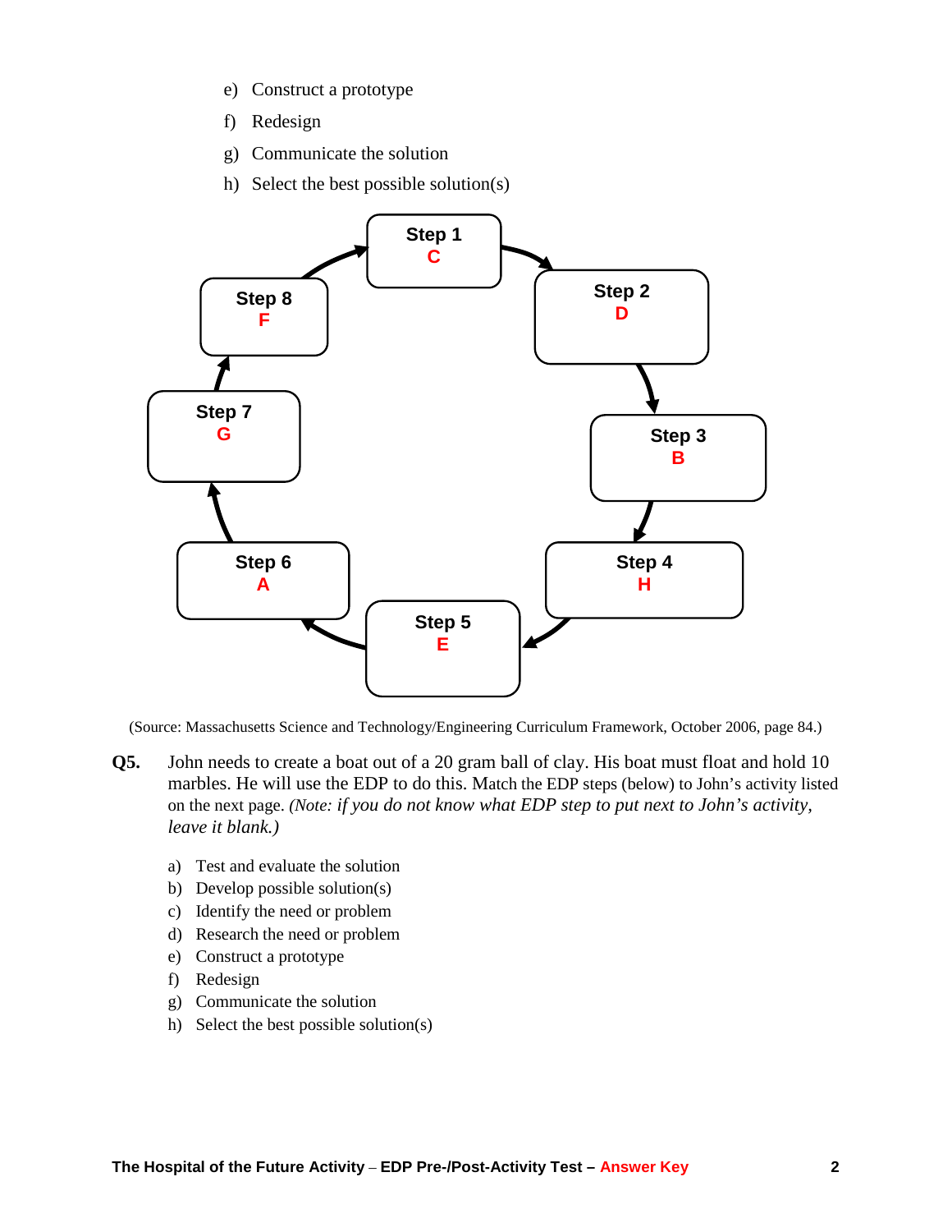e) Construct a prototype
f) Redesign
g) Communicate the solution
h) Select the best possible solution(s)

Step 1 C → Step 2 D → Step 3 B → Step 4 H → Step 5 E → Step 6 A → Step 7 G → Step 8 F → Step 1

(Source: Massachusetts Science and Technology/Engineering Curriculum Framework, October 2006, page 84.)

**Q5.** John needs to create a boat out of a 20 gram ball of clay. His boat must float and hold 10 marbles. He will use the EDP to do this. Match the EDP steps (below) to John's activity listed on the next page. *(Note: if you do not know what EDP step to put next to John's activity, leave it blank.)*

a) Test and evaluate the solution
b) Develop possible solution(s)
c) Identify the need or problem
d) Research the need or problem
e) Construct a prototype
f) Redesign
g) Communicate the solution
h) Select the best possible solution(s)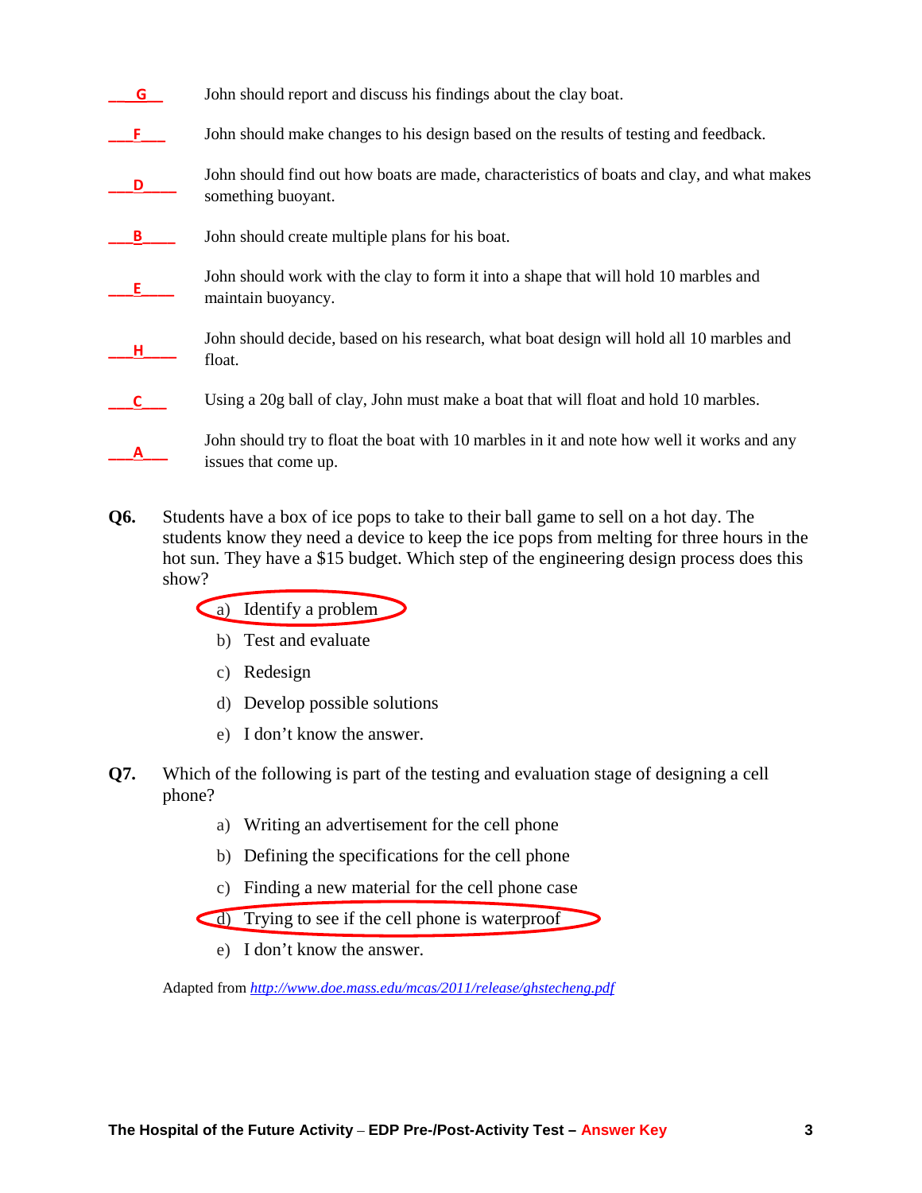___G___ John should report and discuss his findings about the clay boat.

___F___ John should make changes to his design based on the results of testing and feedback.

___D___ John should find out how boats are made, characteristics of boats and clay, and what makes something buoyant.

___B___ John should create multiple plans for his boat.

___E___ John should work with the clay to form it into a shape that will hold 10 marbles and maintain buoyancy.

___H___ John should decide, based on his research, what boat design will hold all 10 marbles and float.

___C___ Using a 20g ball of clay, John must make a boat that will float and hold 10 marbles.

___A___ John should try to float the boat with 10 marbles in it and note how well it works and any issues that come up.

**Q6.** Students have a box of ice pops to take to their ball game to sell on a hot day. The students know they need a device to keep the ice pops from melting for three hours in the hot sun. They have a $15 budget. Which step of the engineering design process does this show?

- a) Identify a problem *(circled)*
- b) Test and evaluate
- c) Redesign
- d) Develop possible solutions
- e) I don't know the answer.

**Q7.** Which of the following is part of the testing and evaluation stage of designing a cell phone?

- a) Writing an advertisement for the cell phone
- b) Defining the specifications for the cell phone
- c) Finding a new material for the cell phone case
- d) Trying to see if the cell phone is waterproof *(circled)*
- e) I don't know the answer.

Adapted from [http://www.doe.mass.edu/mcas/2011/release/ghstecheng.pdf](http://www.doe.mass.edu/mcas/2011/release/ghstecheng.pdf)